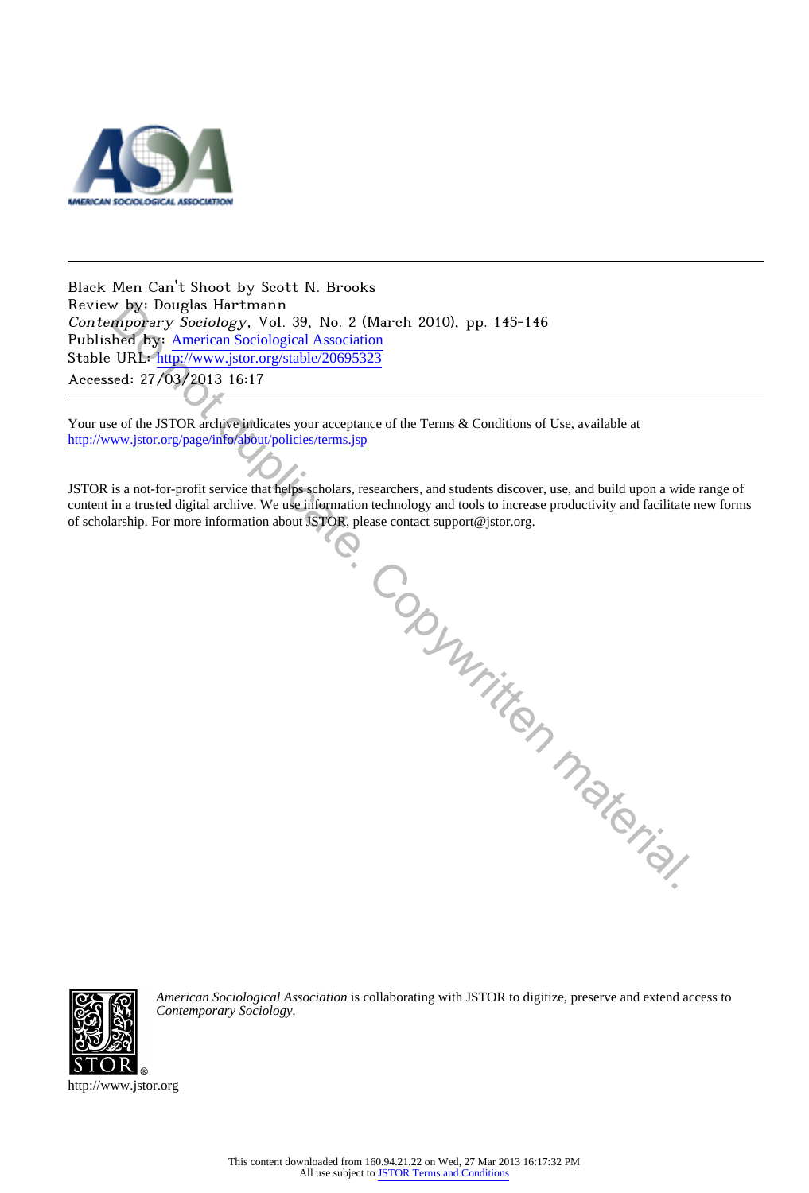Black Men Can't Shoot by Scott N. Brooks
Review by: Douglas Hartmann
*Contemporary Sociology*, Vol. 39, No. 2 (March 2010), pp. 145-146
Published by: American Sociological Association
Stable URL: http://www.jstor.org/stable/20695323
Accessed: 27/03/2013 16:17

---

Your use of the JSTOR archive indicates your acceptance of the Terms & Conditions of Use, available at
http://www.jstor.org/page/info/about/policies/terms.jsp

JSTOR is a not-for-profit service that helps scholars, researchers, and students discover, use, and build upon a wide range of content in a trusted digital archive. We use information technology and tools to increase productivity and facilitate new forms of scholarship. For more information about JSTOR, please contact support@jstor.org.

Do not duplicate. Copywritten material.

*American Sociological Association* is collaborating with JSTOR to digitize, preserve and extend access to *Contemporary Sociology.*

http://www.jstor.org

This content downloaded from 160.94.21.22 on Wed, 27 Mar 2013 16:17:32 PM
All use subject to JSTOR Terms and Conditions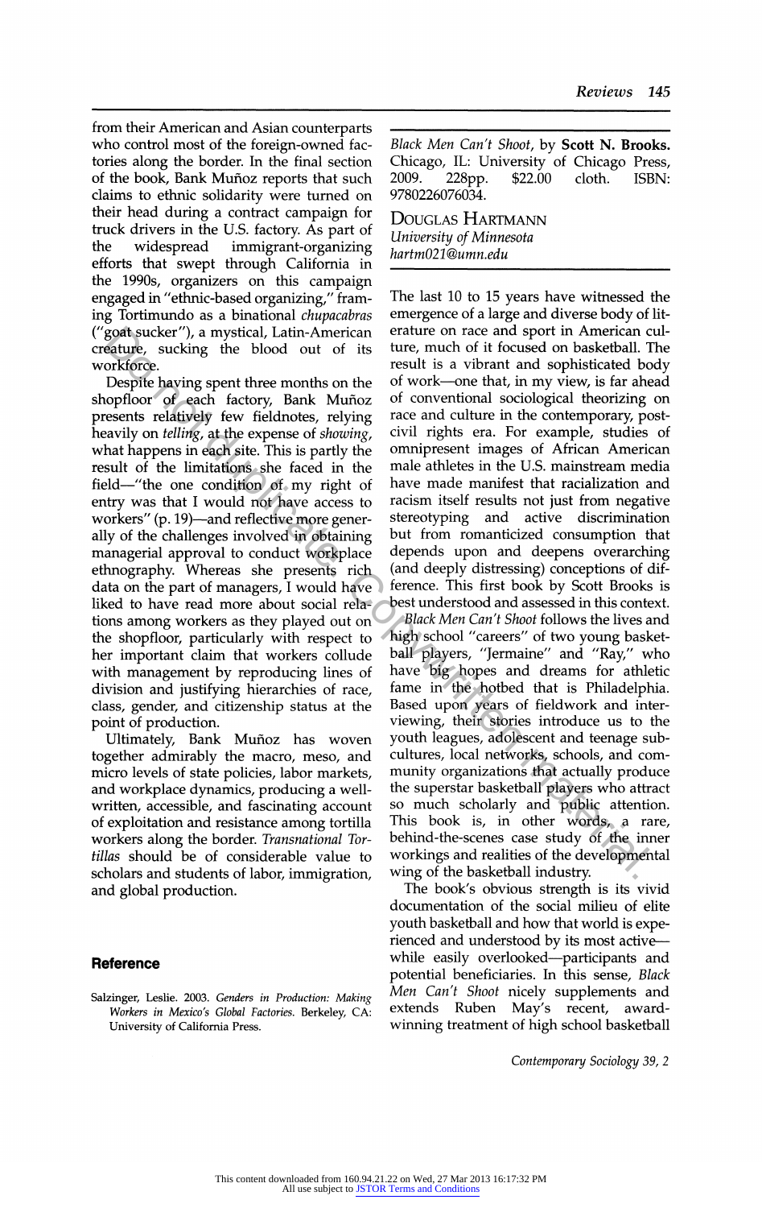from their American and Asian counterparts who control most of the foreign-owned factories along the border. In the final section of the book, Bank Muñoz reports that such claims to ethnic solidarity were turned on their head during a contract campaign for truck drivers in the U.S. factory. As part of the widespread immigrant-organizing efforts that swept through California in the 1990s, organizers on this campaign engaged in "ethnic-based organizing," framing Tortimundo as a binational *chupacabras* ("goat sucker"), a mystical, Latin-American creature, sucking the blood out of its workforce.

Despite having spent three months on the shopfloor of each factory, Bank Muñoz presents relatively few fieldnotes, relying heavily on *telling*, at the expense of *showing*, what happens in each site. This is partly the result of the limitations she faced in the field—"the one condition of my right of entry was that I would not have access to workers" (p. 19)—and reflective more generally of the challenges involved in obtaining managerial approval to conduct workplace ethnography. Whereas she presents rich data on the part of managers, I would have liked to have read more about social relations among workers as they played out on the shopfloor, particularly with respect to her important claim that workers collude with management by reproducing lines of division and justifying hierarchies of race, class, gender, and citizenship status at the point of production.

Ultimately, Bank Muñoz has woven together admirably the macro, meso, and micro levels of state policies, labor markets, and workplace dynamics, producing a well-written, accessible, and fascinating account of exploitation and resistance among tortilla workers along the border. *Transnational Tortillas* should be of considerable value to scholars and students of labor, immigration, and global production.

## Reference

Salzinger, Leslie. 2003. *Genders in Production: Making Workers in Mexico's Global Factories*. Berkeley, CA: University of California Press.

---

*Black Men Can't Shoot*, by **Scott N. Brooks.** Chicago, IL: University of Chicago Press, 2009. 228pp. $22.00 cloth. ISBN: 9780226076034.

Douglas Hartmann
*University of Minnesota*
*hartm021@umn.edu*

The last 10 to 15 years have witnessed the emergence of a large and diverse body of literature on race and sport in American culture, much of it focused on basketball. The result is a vibrant and sophisticated body of work—one that, in my view, is far ahead of conventional sociological theorizing on race and culture in the contemporary, post-civil rights era. For example, studies of omnipresent images of African American male athletes in the U.S. mainstream media have made manifest that racialization and racism itself results not just from negative stereotyping and active discrimination but from romanticized consumption that depends upon and deepens overarching (and deeply distressing) conceptions of difference. This first book by Scott Brooks is best understood and assessed in this context.

*Black Men Can't Shoot* follows the lives and high school "careers" of two young basketball players, "Jermaine" and "Ray," who have big hopes and dreams for athletic fame in the hotbed that is Philadelphia. Based upon years of fieldwork and interviewing, their stories introduce us to the youth leagues, adolescent and teenage subcultures, local networks, schools, and community organizations that actually produce the superstar basketball players who attract so much scholarly and public attention. This book is, in other words, a rare, behind-the-scenes case study of the inner workings and realities of the developmental wing of the basketball industry.

The book's obvious strength is its vivid documentation of the social milieu of elite youth basketball and how that world is experienced and understood by its most active—while easily overlooked—participants and potential beneficiaries. In this sense, *Black Men Can't Shoot* nicely supplements and extends Ruben May's recent, award-winning treatment of high school basketball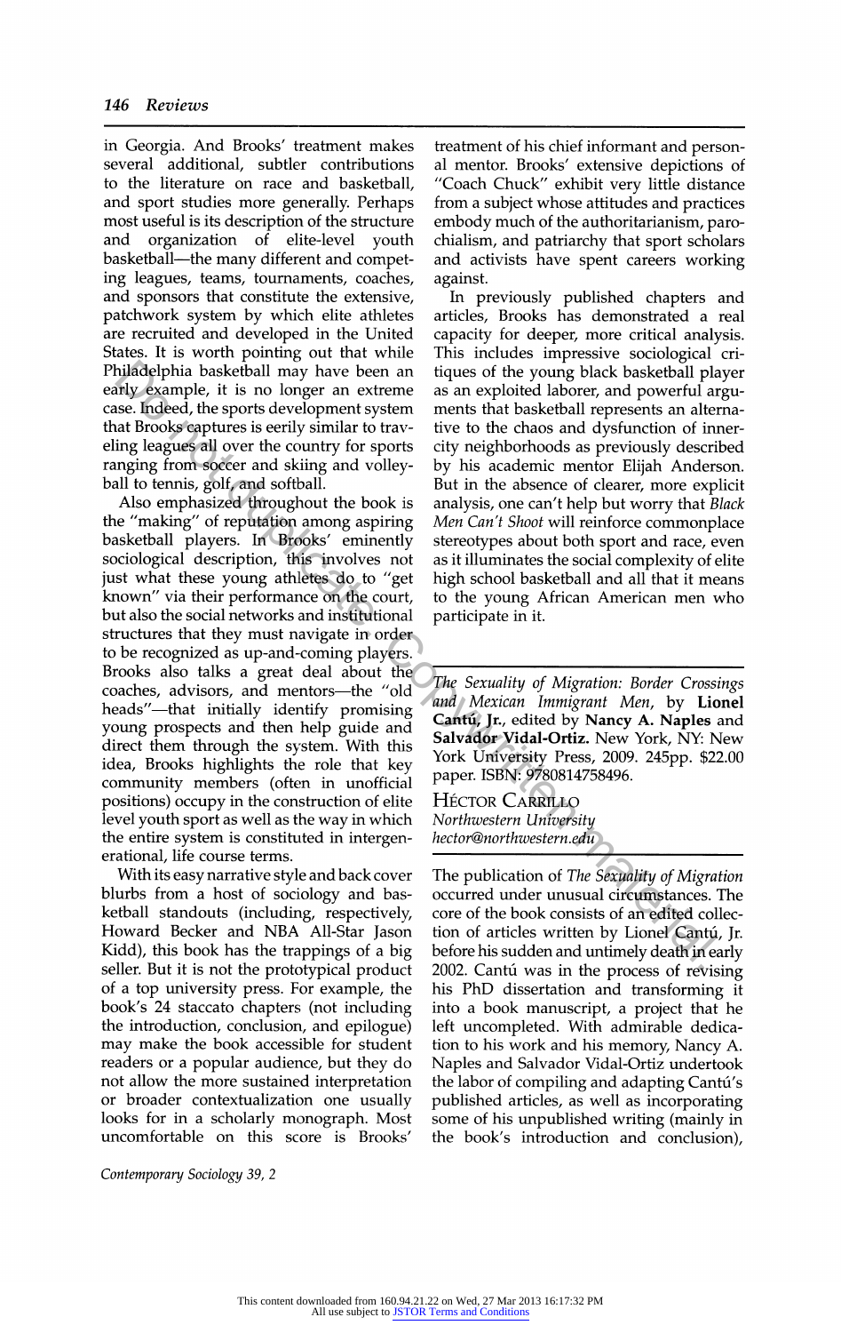in Georgia. And Brooks' treatment makes several additional, subtler contributions to the literature on race and basketball, and sport studies more generally. Perhaps most useful is its description of the structure and organization of elite-level youth basketball—the many different and competing leagues, teams, tournaments, coaches, and sponsors that constitute the extensive, patchwork system by which elite athletes are recruited and developed in the United States. It is worth pointing out that while Philadelphia basketball may have been an early example, it is no longer an extreme case. Indeed, the sports development system that Brooks captures is eerily similar to traveling leagues all over the country for sports ranging from soccer and skiing and volleyball to tennis, golf, and softball.

Also emphasized throughout the book is the "making" of reputation among aspiring basketball players. In Brooks' eminently sociological description, this involves not just what these young athletes do to "get known" via their performance on the court, but also the social networks and institutional structures that they must navigate in order to be recognized as up-and-coming players. Brooks also talks a great deal about the coaches, advisors, and mentors—the "old heads"—that initially identify promising young prospects and then help guide and direct them through the system. With this idea, Brooks highlights the role that key community members (often in unofficial positions) occupy in the construction of elite level youth sport as well as the way in which the entire system is constituted in intergenerational, life course terms.

With its easy narrative style and back cover blurbs from a host of sociology and basketball standouts (including, respectively, Howard Becker and NBA All-Star Jason Kidd), this book has the trappings of a big seller. But it is not the prototypical product of a top university press. For example, the book's 24 staccato chapters (not including the introduction, conclusion, and epilogue) may make the book accessible for student readers or a popular audience, but they do not allow the more sustained interpretation or broader contextualization one usually looks for in a scholarly monograph. Most uncomfortable on this score is Brooks' treatment of his chief informant and personal mentor. Brooks' extensive depictions of "Coach Chuck" exhibit very little distance from a subject whose attitudes and practices embody much of the authoritarianism, parochialism, and patriarchy that sport scholars and activists have spent careers working against.

In previously published chapters and articles, Brooks has demonstrated a real capacity for deeper, more critical analysis. This includes impressive sociological critiques of the young black basketball player as an exploited laborer, and powerful arguments that basketball represents an alternative to the chaos and dysfunction of inner-city neighborhoods as previously described by his academic mentor Elijah Anderson. But in the absence of clearer, more explicit analysis, one can't help but worry that *Black Men Can't Shoot* will reinforce commonplace stereotypes about both sport and race, even as it illuminates the social complexity of elite high school basketball and all that it means to the young African American men who participate in it.

---

*The Sexuality of Migration: Border Crossings and Mexican Immigrant Men*, by **Lionel Cantú, Jr.**, edited by **Nancy A. Naples** and **Salvador Vidal-Ortiz.** New York, NY: New York University Press, 2009. 245pp. $22.00 paper. ISBN: 9780814758496.

HÉCTOR CARRILLO
*Northwestern University*
*hector@northwestern.edu*

---

The publication of *The Sexuality of Migration* occurred under unusual circumstances. The core of the book consists of an edited collection of articles written by Lionel Cantú, Jr. before his sudden and untimely death in early 2002. Cantú was in the process of revising his PhD dissertation and transforming it into a book manuscript, a project that he left uncompleted. With admirable dedication to his work and his memory, Nancy A. Naples and Salvador Vidal-Ortiz undertook the labor of compiling and adapting Cantú's published articles, as well as incorporating some of his unpublished writing (mainly in the book's introduction and conclusion),